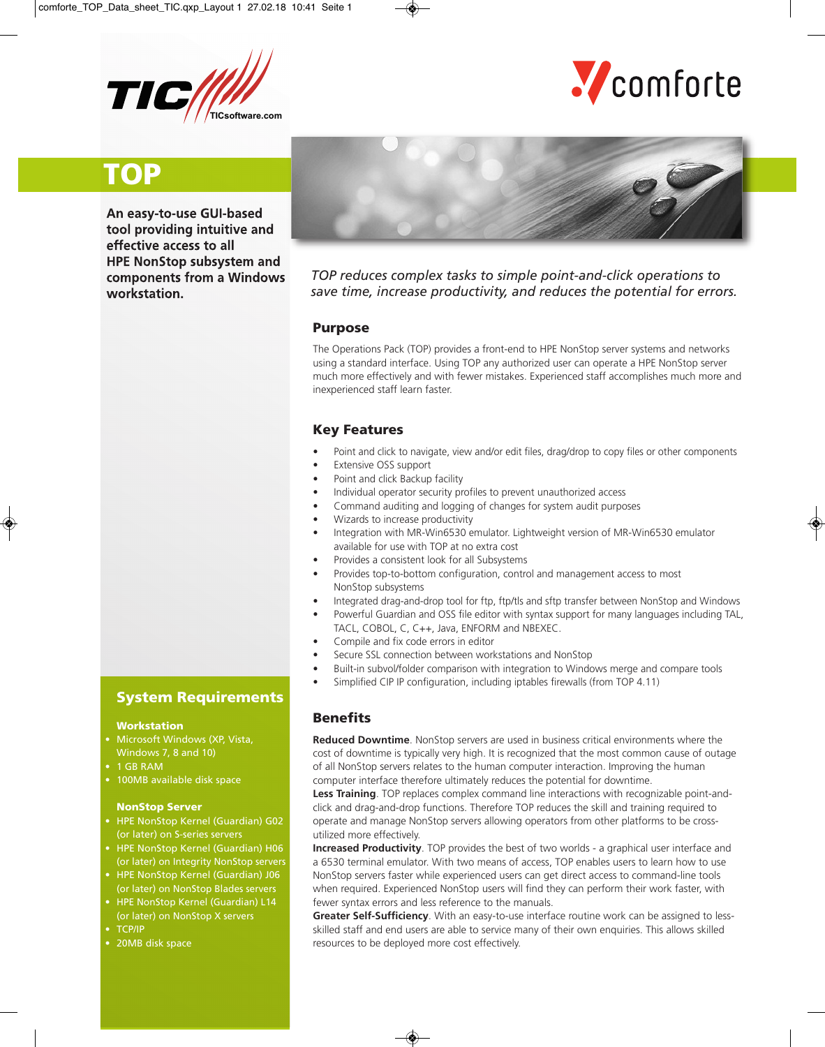# TOP

**An easy-to-use GUI-based tool providing intuitive and effective access to all HPE NonStop subsystem and components from a Windows workstation.**

*TOP reduces complex tasks to simple point-and-click operations to save time, increase productivity, and reduces the potential for errors.*

## Purpose

The Operations Pack (TOP) provides a front-end to HPE NonStop server systems and networks using a standard interface. Using TOP any authorized user can operate a HPE NonStop server much more effectively and with fewer mistakes. Experienced staff accomplishes much more and inexperienced staff learn faster.

## Key Features

- Point and click to navigate, view and/or edit files, drag/drop to copy files or other components
- Extensive OSS support
- Point and click Backup facility
- Individual operator security profiles to prevent unauthorized access
- Command auditing and logging of changes for system audit purposes
- Wizards to increase productivity
- Integration with MR-Win6530 emulator. Lightweight version of MR-Win6530 emulator available for use with TOP at no extra cost
- Provides a consistent look for all Subsystems
- Provides top-to-bottom configuration, control and management access to most NonStop subsystems
- Integrated drag-and-drop tool for ftp, ftp/tls and sftp transfer between NonStop and Windows
- Powerful Guardian and OSS file editor with syntax support for many languages including TAL, TACL, COBOL, C, C++, Java, ENFORM and NBEXEC.
- Compile and fix code errors in editor
- Secure SSL connection between workstations and NonStop
- Built-in subvol/folder comparison with integration to Windows merge and compare tools
- Simplified CIP IP configuration, including iptables firewalls (from TOP 4.11)

## Benefits

**Reduced Downtime**. NonStop servers are used in business critical environments where the cost of downtime is typically very high. It is recognized that the most common cause of outage of all NonStop servers relates to the human computer interaction. Improving the human computer interface therefore ultimately reduces the potential for downtime.
**Less Training**. TOP replaces complex command line interactions with recognizable point-and-click and drag-and-drop functions. Therefore TOP reduces the skill and training required to operate and manage NonStop servers allowing operators from other platforms to be cross-utilized more effectively.
**Increased Productivity**. TOP provides the best of two worlds - a graphical user interface and a 6530 terminal emulator. With two means of access, TOP enables users to learn how to use NonStop servers faster while experienced users can get direct access to command-line tools when required. Experienced NonStop users will find they can perform their work faster, with fewer syntax errors and less reference to the manuals.
**Greater Self-Sufficiency**. With an easy-to-use interface routine work can be assigned to less-skilled staff and end users are able to service many of their own enquiries. This allows skilled resources to be deployed more cost effectively.

## System Requirements

### Workstation

- Microsoft Windows (XP, Vista, Windows 7, 8 and 10)
- 1 GB RAM
- 100MB available disk space

### NonStop Server

- HPE NonStop Kernel (Guardian) G02 (or later) on S-series servers
- HPE NonStop Kernel (Guardian) H06 (or later) on Integrity NonStop servers
- HPE NonStop Kernel (Guardian) J06 (or later) on NonStop Blades servers
- HPE NonStop Kernel (Guardian) L14 (or later) on NonStop X servers
- TCP/IP
- 20MB disk space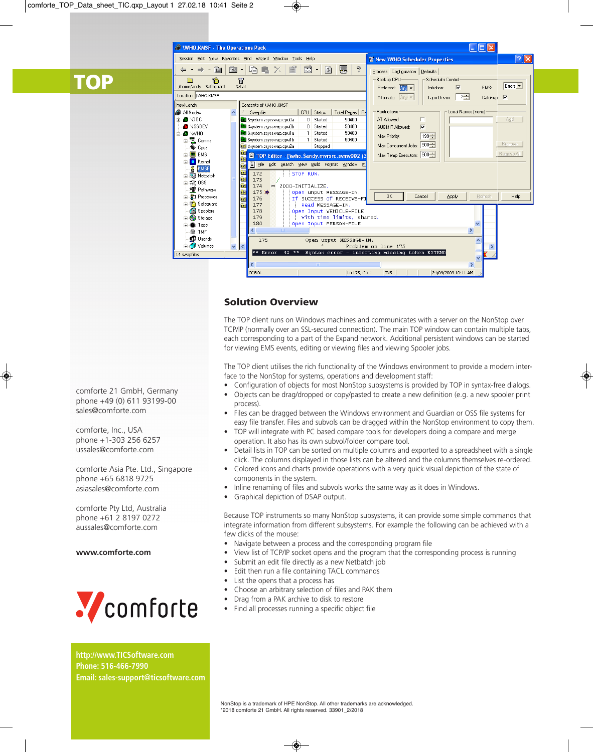# TOP

## Solution Overview

The TOP client runs on Windows machines and communicates with a server on the NonStop over TCP/IP (normally over an SSL-secured connection). The main TOP window can contain multiple tabs, each corresponding to a part of the Expand network. Additional persistent windows can be started for viewing EMS events, editing or viewing files and viewing Spooler jobs.

The TOP client utilises the rich functionality of the Windows environment to provide a modern interface to the NonStop for systems, operations and development staff:

- Configuration of objects for most NonStop subsystems is provided by TOP in syntax-free dialogs.
- Objects can be drag/dropped or copy/pasted to create a new definition (e.g. a new spooler print process).
- Files can be dragged between the Windows environment and Guardian or OSS file systems for easy file transfer. Files and subvols can be dragged within the NonStop environment to copy them.
- TOP will integrate with PC based compare tools for developers doing a compare and merge operation. It also has its own subvol/folder compare tool.
- Detail lists in TOP can be sorted on multiple columns and exported to a spreadsheet with a single click. The columns displayed in those lists can be altered and the columns themselves re-ordered.
- Colored icons and charts provide operations with a very quick visual depiction of the state of components in the system.
- Inline renaming of files and subvols works the same way as it does in Windows.
- Graphical depiction of DSAP output.

Because TOP instruments so many NonStop subsystems, it can provide some simple commands that integrate information from different subsystems. For example the following can be achieved with a few clicks of the mouse:

- Navigate between a process and the corresponding program file
- View list of TCP/IP socket opens and the program that the corresponding process is running
- Submit an edit file directly as a new Netbatch job
- Edit then run a file containing TACL commands
- List the opens that a process has
- Choose an arbitrary selection of files and PAK them
- Drag from a PAK archive to disk to restore
- Find all processes running a specific object file

comforte 21 GmbH, Germany
phone +49 (0) 611 93199-00
sales@comforte.com

comforte, Inc., USA
phone +1-303 256 6257
ussales@comforte.com

comforte Asia Pte. Ltd., Singapore
phone +65 6818 9725
asiasales@comforte.com

comforte Pty Ltd, Australia
phone +61 2 8197 0272
aussales@comforte.com

**www.comforte.com**

comforte

**http://www.TICSoftware.com**
**Phone: 516-466-7990**
**Email: sales-support@ticsoftware.com**

NonStop is a trademark of HPE NonStop. All other trademarks are acknowledged.
*2018 comforte 21 GmbH. All rights reserved. 33901_2/2018